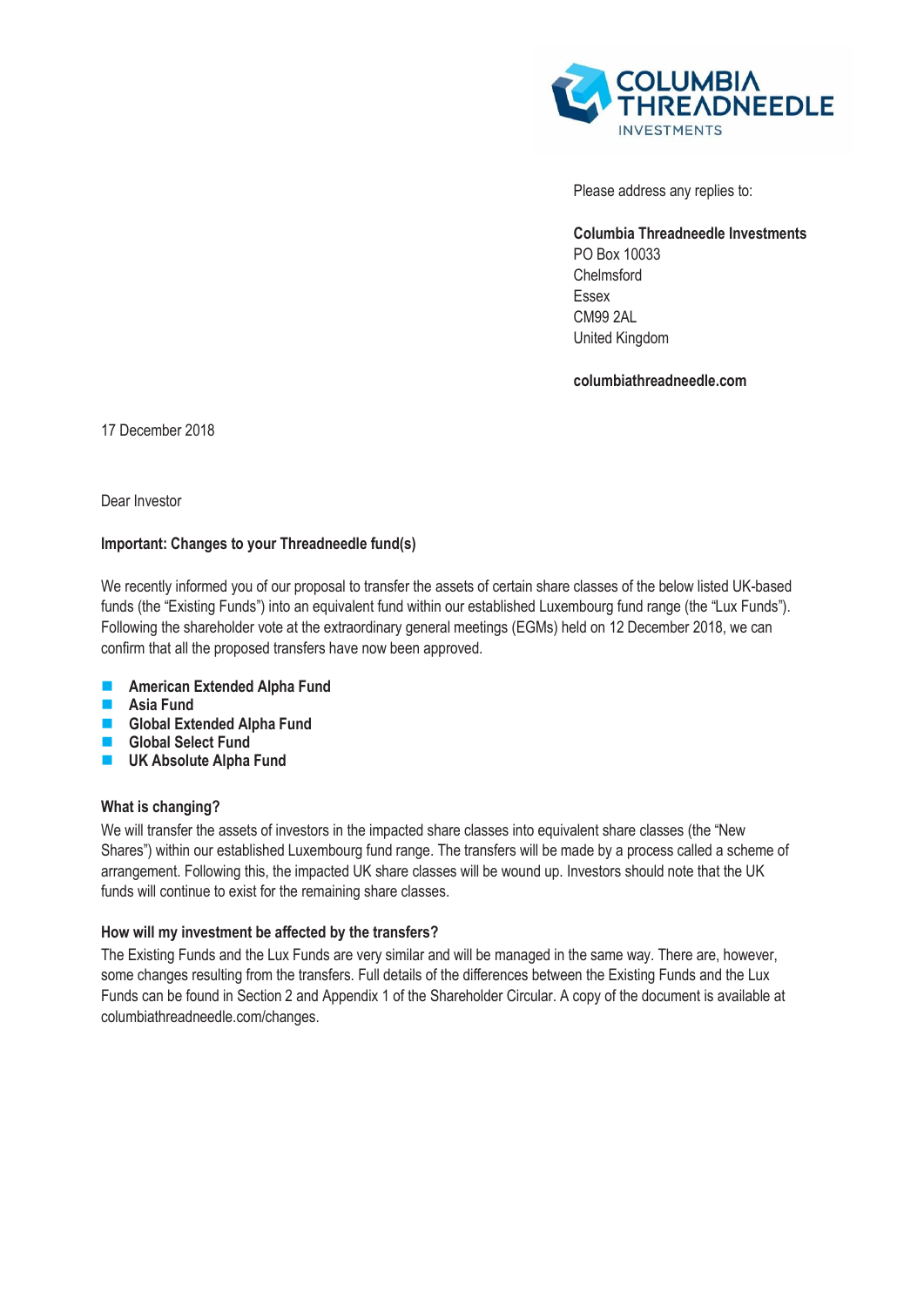Please address any replies to:

**Columbia Threadneedle Investments**
PO Box 10033
Chelmsford
Essex
CM99 2AL
United Kingdom

**columbiathreadneedle.com**

17 December 2018

Dear Investor

**Important: Changes to your Threadneedle fund(s)**

We recently informed you of our proposal to transfer the assets of certain share classes of the below listed UK-based funds (the "Existing Funds") into an equivalent fund within our established Luxembourg fund range (the "Lux Funds"). Following the shareholder vote at the extraordinary general meetings (EGMs) held on 12 December 2018, we can confirm that all the proposed transfers have now been approved.

- **American Extended Alpha Fund**
- **Asia Fund**
- **Global Extended Alpha Fund**
- **Global Select Fund**
- **UK Absolute Alpha Fund**

**What is changing?**

We will transfer the assets of investors in the impacted share classes into equivalent share classes (the "New Shares") within our established Luxembourg fund range. The transfers will be made by a process called a scheme of arrangement. Following this, the impacted UK share classes will be wound up. Investors should note that the UK funds will continue to exist for the remaining share classes.

**How will my investment be affected by the transfers?**

The Existing Funds and the Lux Funds are very similar and will be managed in the same way. There are, however, some changes resulting from the transfers. Full details of the differences between the Existing Funds and the Lux Funds can be found in Section 2 and Appendix 1 of the Shareholder Circular. A copy of the document is available at columbiathreadneedle.com/changes.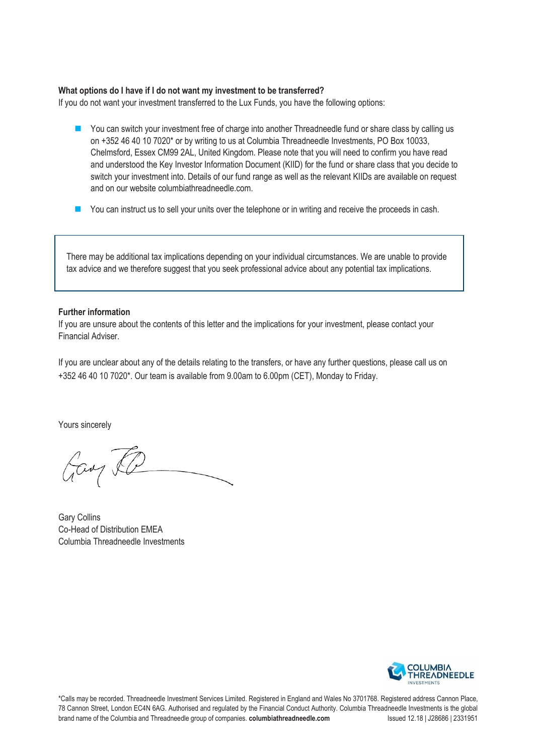**What options do I have if I do not want my investment to be transferred?**

If you do not want your investment transferred to the Lux Funds, you have the following options:

- You can switch your investment free of charge into another Threadneedle fund or share class by calling us on +352 46 40 10 7020* or by writing to us at Columbia Threadneedle Investments, PO Box 10033, Chelmsford, Essex CM99 2AL, United Kingdom. Please note that you will need to confirm you have read and understood the Key Investor Information Document (KIID) for the fund or share class that you decide to switch your investment into. Details of our fund range as well as the relevant KIIDs are available on request and on our website columbiathreadneedle.com.
- You can instruct us to sell your units over the telephone or in writing and receive the proceeds in cash.

There may be additional tax implications depending on your individual circumstances. We are unable to provide tax advice and we therefore suggest that you seek professional advice about any potential tax implications.

**Further information**

If you are unsure about the contents of this letter and the implications for your investment, please contact your Financial Adviser.

If you are unclear about any of the details relating to the transfers, or have any further questions, please call us on +352 46 40 10 7020*. Our team is available from 9.00am to 6.00pm (CET), Monday to Friday.

Yours sincerely

Gary Collins
Co-Head of Distribution EMEA
Columbia Threadneedle Investments

*Calls may be recorded. Threadneedle Investment Services Limited. Registered in England and Wales No 3701768. Registered address Cannon Place, 78 Cannon Street, London EC4N 6AG. Authorised and regulated by the Financial Conduct Authority. Columbia Threadneedle Investments is the global brand name of the Columbia and Threadneedle group of companies. **columbiathreadneedle.com** Issued 12.18 | J28686 | 2331951